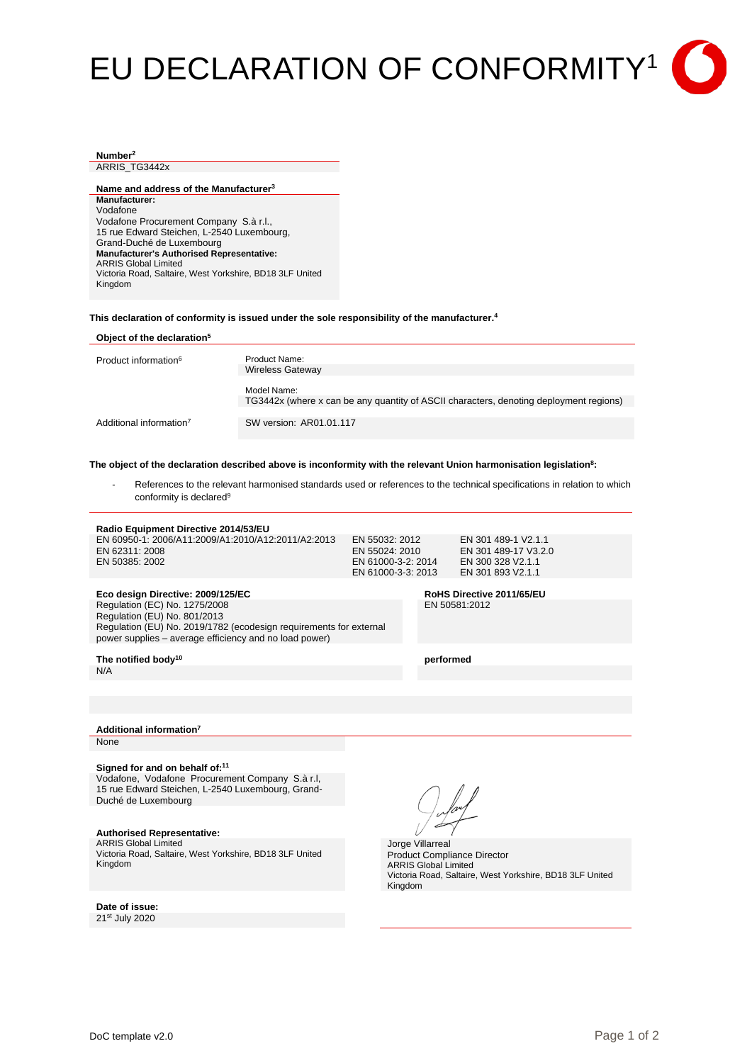# EU DECLARATION OF CONFORMITY[1]

**Number[2]**
ARRIS_TG3442x

**Name and address of the Manufacturer[3]**

**Manufacturer:**
Vodafone
Vodafone Procurement Company S.à r.l.,
15 rue Edward Steichen, L-2540 Luxembourg,
Grand-Duché de Luxembourg

**Manufacturer's Authorised Representative:**
ARRIS Global Limited
Victoria Road, Saltaire, West Yorkshire, BD18 3LF United Kingdom

**This declaration of conformity is issued under the sole responsibility of the manufacturer.[4]**

**Object of the declaration[5]**

| | |
|---|---|
| Product information[6] | Product Name: Wireless Gateway |
| | Model Name: TG3442x (where x can be any quantity of ASCII characters, denoting deployment regions) |
| Additional information[7] | SW version: AR01.01.117 |

**The object of the declaration described above is inconformity with the relevant Union harmonisation legislation[8]:**

- References to the relevant harmonised standards used or references to the technical specifications in relation to which conformity is declared[9]

**Radio Equipment Directive 2014/53/EU**

| | | |
|---|---|---|
| EN 60950-1: 2006/A11:2009/A1:2010/A12:2011/A2:2013 | EN 55032: 2012 | EN 301 489-1 V2.1.1 |
| EN 62311: 2008 | EN 55024: 2010 | EN 301 489-17 V3.2.0 |
| EN 50385: 2002 | EN 61000-3-2: 2014 | EN 300 328 V2.1.1 |
| | EN 61000-3-3: 2013 | EN 301 893 V2.1.1 |

**Eco design Directive: 2009/125/EC**
Regulation (EC) No. 1275/2008
Regulation (EU) No. 801/2013
Regulation (EU) No. 2019/1782 (ecodesign requirements for external power supplies – average efficiency and no load power)

**RoHS Directive 2011/65/EU**
EN 50581:2012

**The notified body[10]**
N/A

**performed**

**Additional information[7]**
None

**Signed for and on behalf of:[11]**
Vodafone, Vodafone Procurement Company S.à r.l,
15 rue Edward Steichen, L-2540 Luxembourg, Grand-Duché de Luxembourg

**Authorised Representative:**
ARRIS Global Limited
Victoria Road, Saltaire, West Yorkshire, BD18 3LF United Kingdom

Jorge Villarreal
Product Compliance Director
ARRIS Global Limited
Victoria Road, Saltaire, West Yorkshire, BD18 3LF United Kingdom

**Date of issue:**
21st July 2020

DoC template v2.0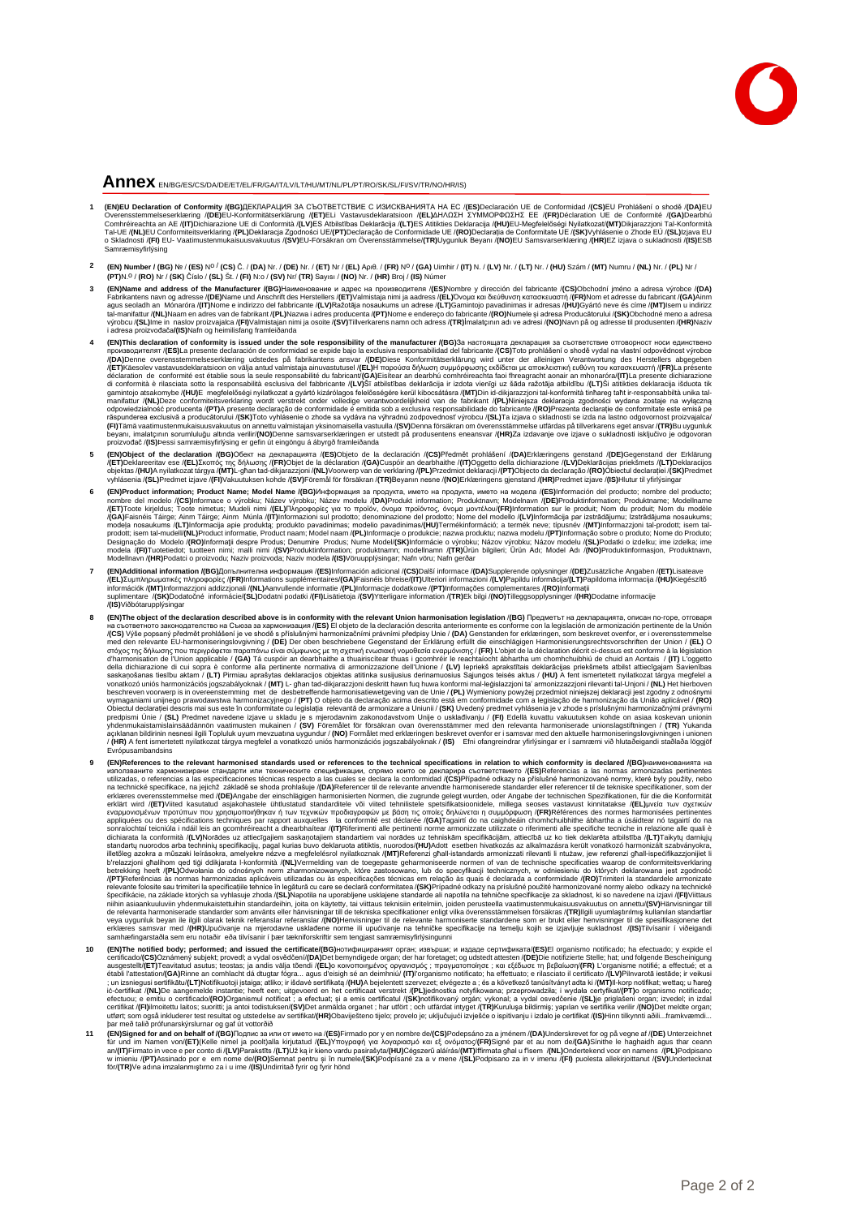# Annex EN/BG/ES/CS/DA/DE/ET/EL/FR/GA/IT/LV/LT/HU/MT/NL/PL/PT/RO/SK/SL/FI/SV/TR/NO/HR/IS)

1 **(EN)EU Declaration of Conformity /(BG)**ДЕКЛАРАЦИЯ ЗА СЪОТВЕТСТВИЕ С ИЗИСКВАНИЯТА НА ЕС /**(ES)**Declaración UE de Conformidad /**(CS)**EU Prohlášení o shodě /**(DA)**EU Overensstemmelseserklæring /**(DE)**EU-Konformitätserklärung /**(ET)**ELi Vastavusdeklaratsioon /**(EL)**ΔΗΛΩΣΗ ΣΥΜΜΟΡΦΩΣΗΣ ΕΕ /**(FR)**Déclaration UE de Conformité /**(GA)**Dearbhú Comhréireachta an AE /**(IT)**Dichiarazione UE di Conformità /**(LV)**ES Atbilstības Deklarācija /**(LT)**ES Atitikties Deklaracija /**(HU)**EU-Megfelelőségi Nyilatkozat/**(MT)**Dikjarazzjoni Tal-Konformità Tal-UE /**(NL)**EU Conformiteitsverklaring /**(PL)**Deklaracja Zgodności UE/**(PT)**Declaração de Conformidade UE /**(RO)**Declarația de Conformitate UE /**(SK)**Vyhlásenie o Zhode EÚ /**(SL)**Izjava EU o Skladnosti /**(FI)** EU- Vaatimustenmukaisuusvakuutus /**(SV)**EU-Försäkran om Överensstämmelse/**(TR)**Uygunluk Beyanı /**(NO)**EU Samsvarserklæring /**(HR)**EZ izjava o sukladnosti /**(IS)**ESB Samræmisyfirlýsing

2 **(EN) Number / (BG)** № / **(ES)** Nº / **(CS)** Č. / **(DA)** Nr. / **(DE)** Nr. / **(ET)** Nr / **(EL)** Αριθ. / **(FR)** Nº / **(GA)** Uimhir / **(IT)** N. / **(LV)** Nr. / **(LT)** Nr. / **(HU)** Szám / **(MT)** Numru / **(NL)** Nr. / **(PL)** Nr / **(PT)**N.º / **(RO)** Nr / **(SK)** Číslo / **(SL)** Št. / **(FI)** N:o / **(SV)** Nr/ **(TR)** Sayısı / **(NO)** Nr. / **(HR)** Broj / **(IS)** Númer

3 **(EN)Name and address of the Manufacturer /(BG)**Наименование и адрес на производителя /**(ES)**Nombre y dirección del fabricante /**(CS)**Obchodní jméno a adresa výrobce /**(DA)** Fabrikantens navn og adresse /**(DE)**Name und Anschrift des Herstellers /**(ET)**Valmistaja nimi ja aadress /**(EL)**Όνομα και διεύθυνση κατασκευαστή /**(FR)**Nom et adresse du fabricant /**(GA)**Ainm agus seoladh an Mhonaróra /**(IT)**Nome e indirizzo del fabbricante /**(LV)**Ražotāja nosaukums un adrese /**(LT)**Gamintojo pavadinimas ir adresas /**(HU)**Gyártó neve és címe /**(MT)**Isem u indirizz tal-manifattur /**(NL)**Naam en adres van de fabrikant /**(PL)**Nazwa i adres producenta /**(PT)**Nome e endereço do fabricante /**(RO)**Numele și adresa Producătorului /**(SK)**Obchodné meno a adresa výrobcu /**(SL)**Ime in naslov proizvajalca /**(FI)**Valmistajan nimi ja osoite /**(SV)**Tillverkarens namn och adress /**(TR)**İmalatçının adı ve adresi /**(NO)**Navn på og adresse til produsenten /**(HR)**Naziv i adresa proizvođača/**(IS)**Nafn og heimilisfang framleiðanda

4 **(EN)This declaration of conformity is issued under the sole responsibility of the manufacturer /(BG)**За настоящата декларация за съответствие отговорност носи единствено производителят /**(ES)**La presente declaración de conformidad se expide bajo la exclusiva responsabilidad del fabricante /**(CS)**Toto prohlášení o shodě vydal na vlastní odpovědnost výrobce /**(DA)**Denne overensstemmelseserklæring udstedes på fabrikantens ansvar /**(DE)**Diese Konformitätserklärung wird unter der alleinigen Verantwortung des Herstellers abgegeben /**(ET)**Käesolev vastavusdeklaratsioon on välja antud valmistaja ainuvastutusel /**(EL)**Η παρούσα δήλωση συμμόρφωσης εκδίδεται με αποκλειστική ευθύνη του κατασκευαστή /**(FR)**La présente déclaration de conformité est établie sous la seule responsabilité du fabricant/**(GA)**Eisítear an dearbhú comhréireachta faoi fhreagracht aonair an mhonaróra/**(IT)**La presente dichiarazione di conformità è rilasciata sotto la responsabilità esclusiva del fabbricante /**(LV)**Šī atbilstības deklarācija ir izdota vienīgi uz šāda ražotāja atbildību /**(LT)**Ši atitikties deklaracija išduota tik gamintojo atsakomybe /**(HU)**E megfelelőségi nyilatkozat a gyártó kizárólagos felelősségére kerül kibocsátásra /**(MT)**Din id-dikjarazzjoni tal-konformità tinħareg taħt ir-responsabbiltà unika tal-manifattur /**(NL)**Deze conformiteitsverklaring wordt verstrekt onder volledige verantwoordelijkheid van de fabrikant /**(PL)**Niniejsza deklaracja zgodności wydana zostaje na wyłączną odpowiedzialność producenta /**(PT)**A presente declaração de conformidade é emitida sob a exclusiva responsabilidade do fabricante /**(RO)**Prezenta declarație de conformitate este emisă pe răspunderea exclusivă a producătorului /**(SK)**Toto vyhlásenie o zhode sa vydáva na výhradnú zodpovednosť výrobcu /**(SL)**Ta izjava o skladnosti se izda na lastno odgovornost proizvajalca/ **(FI)**Tämä vaatimustenmukaisuusvakuutus on annettu valmistajan yksinomaisella vastuulla /**(SV)**Denna försäkran om överensstämmelse utfärdas på tillverkarens eget ansvar /**(TR)**Bu uygunluk beyanı, imalatçının sorumluluğu altında verilir/**(NO)**Denne samsvarserklæringen er utstedt på produsentens eneansvar /**(HR)**Za izdavanje ove izjave o sukladnosti isključivo je odgovoran proizvođač /**(IS)**Þessi samræmisyfirlýsing er gefin út eingöngu á ábyrgð framleiðanda

5 **(EN)Object of the declaration /(BG)**Обект на декларацията /**(ES)**Objeto de la declaración /**(CS)**Předmět prohlášení /**(DA)**Erklæringens genstand /**(DE)**Gegenstand der Erklärung /**(ET)**Deklareeritav ese /**(EL)**Σκοπός της δήλωσης /**(FR)**Objet de la déclaration /**(GA)**Cuspóir an dearbhaithe /**(IT)**Oggetto della dichiarazione /**(LV)**Deklarācijas priekšmets /**(LT)**Deklaracijos objektas /**(HU)**A nyilatkozat tárgya /**(MT)**L-għan tad-dikjarazzjoni /**(NL)**Voorwerp van de verklaring /**(PL)**Przedmiot deklaracji /**(PT)**Objecto da declaração /**(RO)**Obiectul declarației /**(SK)**Predmet vyhlásenia /**(SL)**Predmet izjave /**(FI)**Vakuutuksen kohde /**(SV)**Föremål för försäkran /**(TR)**Beyanın nesne /**(NO)**Erklæringens gjenstand /**(HR)**Predmet izjave /**(IS)**Hlutur til yfirlýsingar

6 **(EN)Product information; Product Name; Model Name /(BG)**Информация за продукта, името на продукта, името на модела /**(ES)**Información del producto; nombre del producto; nombre del modelo /**(CS)**Informace o výrobku; Název výrobku; Název modelu /**(DA)**Produkt information; Produktnavn; Modelnavn /**(DE)**Produktinformation; Produktname; Modellname /**(ET)**Toote kirjeldus; Toote nimetus; Mudeli nimi /**(EL)**Πληροφορίες για το προϊόν, όνομα προϊόντος, όνομα μοντέλου/**(FR)**Information sur le produit; Nom du produit; Nom du modèle /**(GA)**Faisnéis Táirge; Ainm Táirge; Ainm Múnla /**(IT)**Informazioni sul prodotto; denominazione del prodotto; Nome del modello /**(LV)**Informācija par izstrādājumu; Izstrādājuma nosaukums; modeļa nosaukums /**(LT)**Informacija apie produktą; produkto pavadinimas; modelio pavadinimas/**(HU)**Termékinformáció; a termék neve; típusnév /**(MT)**Informazzjoni tal-prodott; isem tal-prodott; isem tal-mudell/**(NL)**Product informatie, Product naam; Model naam /**(PL)**Informacje o produkcie; nazwa produktu; nazwa modelu /**(PT)**Informação sobre o produto; Nome do Produto; Designação do Modelo /**(RO)**Informații despre Produs; Denumire Produs; Nume Model/**(SK)**Informácie o výrobku; Názov výrobku; Názov modelu /**(SL)**Podatki o izdelku; ime izdelka; ime modela /**(FI)**Tuotetiedot; tuotteen nimi; malli nimi /**(SV)**Produktinformation; produktnamn; modellnamn /**(TR)**Ürün bilgileri; Ürün Adı; Model Adı /**(NO)**Produktinformasjon, Produktnavn, Modellnavn /**(HR)**Podatci o proizvodu; Naziv proizvoda; Naziv modela /**(IS)**Vöruupplýsingar; Nafn vöru; Nafn gerðar

7 **(EN)Additional information /(BG)**Допълнителна информация /**(ES)**Información adicional /**(CS)**Další informace /**(DA)**Supplerende oplysninger /**(DE)**Zusätzliche Angaben /**(ET)**Lisateave /**(EL)**Συμπληρωματικές πληροφορίες /**(FR)**Informations supplémentaires/**(GA)**Faisnéis bhreise/**(IT)**Ulteriori informazioni /**(LV)**Papildu informācija/**(LT)**Papildoma informacija /**(HU)**Kiegészítő információk /**(MT)**Informazzjoni addizzjonali /**(NL)**Aanvullende informatie /**(PL)**Informacje dodatkowe /**(PT)**Informações complementares /**(RO)**Informații suplimentare /**(SK)**Dodatočné informácie/**(SL)**Dodatni podatki /**(FI)**Lisätietoja /**(SV)**Ytterligare information /**(TR)**Ek bilgi /**(NO)**Tilleggsopplysninger /**(HR)**Dodatne informacije /**(IS)**Viðbótarupplýsingar

8 **(EN)The object of the declaration described above is in conformity with the relevant Union harmonisation legislation /(BG)** Предметът на декларацията, описан по-горе, отговаря на съответното законодателство на Съюза за хармонизация /**(ES)** El objeto de la declaración descrita anteriormente es conforme con la legislación de armonización pertinente de la Unión /**(CS)** Výše popsaný předmět prohlášení je ve shodě s příslušnými harmonizačními právními předpisy Unie / **(DA)** Genstanden for erklæringen, som beskrevet ovenfor, er i overensstemmelse med den relevante EU-harmoniseringslovgivning / **(DE)** Der oben beschriebene Gegenstand der Erklärung erfüllt die einschlägigen Harmonisierungsrechtsvorschriften der Union / **(EL)** Ο στόχος της δήλωσης που περιγράφεται παραπάνω είναι σύμφωνος με τη σχετική ενωσιακή νομοθεσία εναρμόνισης / **(FR)** L'objet de la déclaration décrit ci-dessus est conforme à la législation d'harmonisation de l'Union applicable / **(GA)** Tá cuspóir an dearbhaithe a thuairiscítear thuas i gcomhréir le reachtaíocht ábhartha um chomhchuibhiú de chuid an Aontais / **(IT)** L'oggetto della dichiarazione di cui sopra è conforme alla pertinente normativa di armonizzazione dell'Unione / **(LV)** Iepriekš aprakstītais deklarācijas priekšmets atbilst attiecīgajiem Savienības saskaņošanas tiesību aktiem / **(LT)** Pirmiau aprašytas deklaracijos objektas atitinka susijusius derinamuosius Sąjungos teisės aktus / **(HU)** A fent ismertetett nyilatkozat tárgya megfelel a vonatkozó uniós harmonizációs jogszabályoknak / **(MT)** L- għan tad-dikjarazzjoni deskritt hawn fuq huwa konformi mal-leġislazzjoni ta' armonizzazzjoni rilevanti tal-Unjoni / **(NL)** Het hierboven beschreven voorwerp is in overeenstemming met de desbetreffende harmonisatiewetgeving van de Unie / **(PL)** Wymieniony powyżej przedmiot niniejszej deklaracji jest zgodny z odnośnymi wymaganiami unijnego prawodawstwa harmonizacyjnego / **(PT)** O objeto da declaração acima descrito está em conformidade com a legislação de harmonização da União aplicável / **(RO)** Obiectul declarației descris mai sus este în conformitate cu legislația relevantă de armonizare a Uniunii / **(SK)** Uvedený predmet vyhlásenia je v zhode s príslušnými harmonizačnými právnymi predpismi Únie / **(SL)** Predmet navedene izjave u skladu je s mjerodavnim zakonodavstvom Unije o usklađivanju / **(FI)** Edellä kuvattu vakuutuksen kohde on asiaa koskevan unionin yhdenmukaistamislainsäädännön vaatimusten mukainen / **(SV)** Föremålet för försäkran ovan överensstämmer med den relevanta harmoniserade unionslagstiftningen / **(TR)** Yukarıda açıklanan bildirinin nesnesi ilgili Topluluk uyum mevzuatına uygundur / **(NO)** Formålet med erklæringen beskrevet ovenfor er i samsvar med den aktuelle harmoniseringslovgivningen i unionen / **(HR)** A fent ismertetett nyilatkozat tárgya megfelel a vonatkozó uniós harmonizációs jogszabályoknak / **(IS)** Efni ofangreindrar yfirlýsingar er í samræmi við hlutaðeigandi staðlaða löggjöf Evrópusambandsins

9 **(EN)References to the relevant harmonised standards used or references to the technical specifications in relation to which conformity is declared /(BG)**наименованията на използваните хармонизирани стандарти или техническите спецификации, спрямо които се декларира съответствието /**(ES)**Referencias a las normas armonizadas pertinentes utilizadas, o referencias a las especificaciones técnicas respecto a las cuales se declara la conformidad /**(CS)**Případné odkazy na příslušné harmonizované normy, které byly použity, nebo na technické specifikace, na jejichž základě se shoda prohlašuje /**(DA)**Referencer til de relevante anvendte harmoniserede standarder eller referencer til de tekniske specifikationer, som der erklæres overensstemmelse med /**(DE)**Angabe der einschlägigen harmonisierten Normen, die zugrunde gelegt wurden, oder Angabe der technischen Spezifikationen, für die die Konformität erklärt wird /**(ET)**Viited kasutatud asjakohastele ühtlustatud standarditele või viited tehnilistele spetsifikatsioonidele, millega seoses vastavust kinnitatakse /**(EL)**μνεία των σχετικών εναρμονισμένων προτύπων που χρησιμοποιήθηκαν ή των τεχνικών προδιαγραφών με βάση τις οποίες δηλώνεται η συμμόρφωση /**(FR)**Références des normes harmonisées pertinentes appliquées ou des spécifications techniques par rapport auxquelles la conformité est déclarée /**(GA)**Tagairtí do na caighdeáin chomhchuibhithe ábhartha a úsáidtear nó tagairtí do na sonraíochtaí teicniúla i ndáil leis an gcomhréireacht a dhearbhaítear /**(IT)**Riferimenti alle pertinenti norme armonizzate utilizzate o riferimenti alle specifiche tecniche in relazione alle quali è dichiarata la conformità /**(LV)**Norādes uz attiecīgajiem saskaņotajiem standartiem vai norādes uz tehniskām specifikācijām, attiecībā uz ko tiek deklarēta atbilstība /**(LT)**Taikytų darniųjų standartų nuorodos arba techninių specifikacijų, pagal kurias buvo deklaruota atitiktis, nuorodos/**(HU)**Adott esetben hivatkozás az alkalmazásra került vonatkozó harmonizált szabványokra, illetőleg azokra a műszaki leírásokra, amelyekre nézve a megfelelősségi nyilatkoznak /**(MT)**Referenzi għall-istandards armonizzati rilevanti li ntużaw, jew referenzi għall-ispeċifikazzjonijiet li b'relazzjoni għalihom qed tiġi ddikjarata l-konformità /**(NL)**Vermelding van de toegepaste geharmoniseerde normen of van de technische specificaties waarop de conformiteitsverklaring betrekking heeft /**(PL)**Odwołania do odnośnych norm zharmonizowanych, które zastosowano, lub do specyfikacji technicznych, w odniesieniu do których deklarowana jest zgodność /**(PT)**Referências às normas harmonizadas aplicáveis utilizadas ou às especificações técnicas em relação às quais é declarada a conformidade /**(RO)**Trimiteri la standardele armonizate relevante folosite sau trimiteri la specificațiile tehnice în legătură cu care se declară conformitatea /**(SK)**Prípadné odkazy na príslušné použité harmonizované normy alebo odkazy na technické špecifikácie, na základe ktorých sa vyhlasuje zhoda /**(SL)**Napotila na uporabljene usklajene standarde ali napotila na tehnične specifikacije za skladnost, ki so navedene na izjavi /**(FI)**Viittaus niihin asiaankuuluviin yhdenmukaistettuihin standardeihin, joita on käytetty, tai viittaus teknisiin eritelmiin, joiden perusteella vaatimustenmukaisuusvakuutus on annettu/**(SV)**Hänvisningar till de relevanta harmoniserade standarder som använts eller hänvisningar till de tekniska specifikationer enligt vilka överensstämmelsen försäkras /**(TR)**İlgili uyumlaştırılmış kullanılan standartlar veya uygunluk beyan ile ilgili olarak teknik referanslar referanslar /**(NO)**Henvisninger til de relevante harmoniserte standardene som er brukt eller henvisninger til de spesifikasjonene det erklæres samsvar med /**(HR)**Upućivanje na mjerodavne usklađene norme ili upućivanje na tehničke specifikacije na temelju kojih se izjavljuje sukladnost /**(IS)**Tilvísanir í viðeigandi samhæfingarstaðla sem eru notaðir eða tilvísanir í þær tækniforskriftir sem tengjast samræmisyfirlýsingunni

10 **(EN)The notified body; performed; and issued the certificate/(BG)**нотифицираният орган; извърши; и издаде сертификата/**(ES)**El organismo notificado; ha efectuado; y expide el certificado/**(CS)**Oznámený subjekt; provedl; a vydal osvědčení/**(DA)**Det bemyndigede organ; der har foretaget; og udstedt attesten /**(DE)**Die notifizierte Stelle; hat; und folgende Bescheinigung ausgestellt/**(ET)**Teavitatud asutus; teostas; ja andis välja tõendi /**(EL)**ο κοινοποιημένος οργανισμός ; πραγματοποίησε ; και εξέδωσε τη βεβαίωση/**(FR)** L'organisme notifié; a effectué; et a établi l'attestation/**(GA)**Rinne an comhlacht dá dtugtar fógra... agus d'eisigh sé an deimhniú/ **(IT)**l'organismo notificato; ha effettuato; e rilasciato il certificato /**(LV)**Pilnvarotā iestāde; ir veikusi ; un izsniegusi sertifikātu/**(LT)**Notifikuotoji įstaiga; atliko; ir išdavė sertifikatą /**(HU)**A bejelentett szervezet; elvégezte a ; és a következő tanúsítványt adta ki /**(MT)**Il-korp notifikat; wettaq; u ħareġ iċ-ċertifikat /**(NL)**De aangemelde instantie; heeft een; uitgevoerd en het certificaat verstrekt /**(PL)**jednostka notyfikowana; przeprowadziła; i wydała certyfikat/**(PT)**o organismo notificado; efetuou; e emitiu o certificado/**(RO)**Organismul notificat ; a efectuat; și a emis certificatul /**(SK)**notifikovaný orgán; vykonal; a vydal osvedčenie /**(SL)**je priglašeni organ; izvedel; in izdal certifikat /**(FI)**ilmoitettu laitos; suoritti; ja antoi todistuksen/**(SV)**Det anmälda organet ; har utfört ; och utfärdat intyget /**(TR)**Kuruluşa bildirmiş; yapılan ve sertifika verilir /**(NO)**Det meldte organ; utført; som også inkluderer test resultat og utstedelse av sertifikat/**(HR)**Obaviješteno tijelo; provelo je; uključujući izvješće o ispitivanju i izdalo je certifikat /**(IS)**Hinn tilkynnti aðili...framkvæmdi... þar með talið prófunarskýrslurnar og gaf út vottorðið

11 **(EN)Signed for and on behalf of /(BG)**Подпис за или от името на /**(ES)**Firmado por y en nombre de/**(CS)**Podepsáno za a jménem /**(DA)**Underskrevet for og på vegne af /**(DE)** Unterzeichnet für und im Namen von/**(ET)**(Kelle nimel ja poolt)alla kirjutatud /**(EL)**Υπογραφή για λογαριασμό και εξ ονόματος/**(FR)**Signé par et au nom de/**(GA)**Sínithe le haghaidh agus thar ceann an/**(IT)**Firmato in vece e per conto di /**(LV)**Parakstīts /**(LT)**Už ką ir kieno vardu pasirašyta/**(HU)**Cégszerű aláírás/**(MT)**Iffirmata għal u f'isem /**(NL)**Ondertekend voor en namens /**(PL)**Podpisano w imieniu /**(PT)**Assinado por e em nome de/**(RO)**Semnat pentru și în numele/**(SK)**Podpísané za a v mene /**(SL)**Podpisano za in v imenu /**(FI)** puolesta allekirjoittanut /**(SV)**Undertecknat för/**(TR)**Ve adına imzalanmıştırno za i u ime /**(IS)**Undirritað fyrir og fyrir hönd